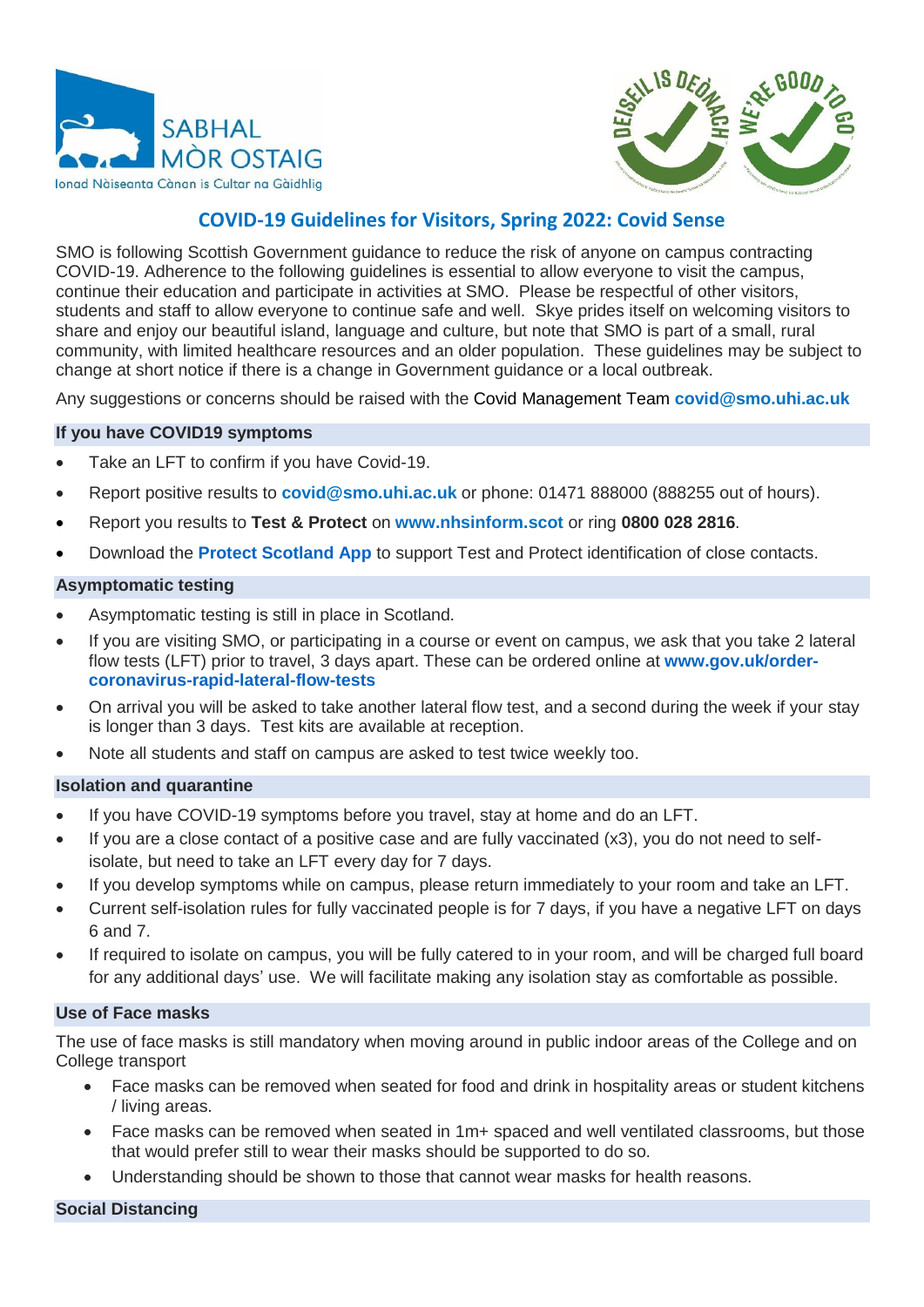SABHAL MÒR OSTAIG
Ionad Nàiseanta Cànan is Cultar na Gàidhlig

DEISEIL IS DEÒNACH | WE'RE GOOD TO GO

# COVID-19 Guidelines for Visitors, Spring 2022: Covid Sense

SMO is following Scottish Government guidance to reduce the risk of anyone on campus contracting COVID-19. Adherence to the following guidelines is essential to allow everyone to visit the campus, continue their education and participate in activities at SMO. Please be respectful of other visitors, students and staff to allow everyone to continue safe and well. Skye prides itself on welcoming visitors to share and enjoy our beautiful island, language and culture, but note that SMO is part of a small, rural community, with limited healthcare resources and an older population. These guidelines may be subject to change at short notice if there is a change in Government guidance or a local outbreak.

Any suggestions or concerns should be raised with the Covid Management Team **covid@smo.uhi.ac.uk**

## If you have COVID19 symptoms

- Take an LFT to confirm if you have Covid-19.
- Report positive results to **covid@smo.uhi.ac.uk** or phone: 01471 888000 (888255 out of hours).
- Report you results to **Test & Protect** on **www.nhsinform.scot** or ring **0800 028 2816**.
- Download the **Protect Scotland App** to support Test and Protect identification of close contacts.

## Asymptomatic testing

- Asymptomatic testing is still in place in Scotland.
- If you are visiting SMO, or participating in a course or event on campus, we ask that you take 2 lateral flow tests (LFT) prior to travel, 3 days apart. These can be ordered online at **www.gov.uk/order-coronavirus-rapid-lateral-flow-tests**
- On arrival you will be asked to take another lateral flow test, and a second during the week if your stay is longer than 3 days. Test kits are available at reception.
- Note all students and staff on campus are asked to test twice weekly too.

## Isolation and quarantine

- If you have COVID-19 symptoms before you travel, stay at home and do an LFT.
- If you are a close contact of a positive case and are fully vaccinated (x3), you do not need to self-isolate, but need to take an LFT every day for 7 days.
- If you develop symptoms while on campus, please return immediately to your room and take an LFT.
- Current self-isolation rules for fully vaccinated people is for 7 days, if you have a negative LFT on days 6 and 7.
- If required to isolate on campus, you will be fully catered to in your room, and will be charged full board for any additional days' use. We will facilitate making any isolation stay as comfortable as possible.

## Use of Face masks

The use of face masks is still mandatory when moving around in public indoor areas of the College and on College transport

- Face masks can be removed when seated for food and drink in hospitality areas or student kitchens / living areas.
- Face masks can be removed when seated in 1m+ spaced and well ventilated classrooms, but those that would prefer still to wear their masks should be supported to do so.
- Understanding should be shown to those that cannot wear masks for health reasons.

## Social Distancing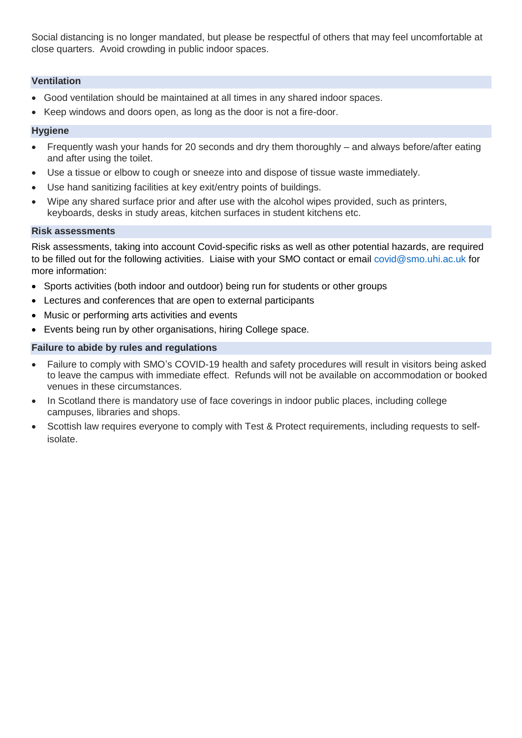Social distancing is no longer mandated, but please be respectful of others that may feel uncomfortable at close quarters. Avoid crowding in public indoor spaces.

### Ventilation

- Good ventilation should be maintained at all times in any shared indoor spaces.
- Keep windows and doors open, as long as the door is not a fire-door.

### Hygiene

- Frequently wash your hands for 20 seconds and dry them thoroughly – and always before/after eating and after using the toilet.
- Use a tissue or elbow to cough or sneeze into and dispose of tissue waste immediately.
- Use hand sanitizing facilities at key exit/entry points of buildings.
- Wipe any shared surface prior and after use with the alcohol wipes provided, such as printers, keyboards, desks in study areas, kitchen surfaces in student kitchens etc.

### Risk assessments

Risk assessments, taking into account Covid-specific risks as well as other potential hazards, are required to be filled out for the following activities. Liaise with your SMO contact or email covid@smo.uhi.ac.uk for more information:

- Sports activities (both indoor and outdoor) being run for students or other groups
- Lectures and conferences that are open to external participants
- Music or performing arts activities and events
- Events being run by other organisations, hiring College space.

### Failure to abide by rules and regulations

- Failure to comply with SMO's COVID-19 health and safety procedures will result in visitors being asked to leave the campus with immediate effect. Refunds will not be available on accommodation or booked venues in these circumstances.
- In Scotland there is mandatory use of face coverings in indoor public places, including college campuses, libraries and shops.
- Scottish law requires everyone to comply with Test & Protect requirements, including requests to self-isolate.